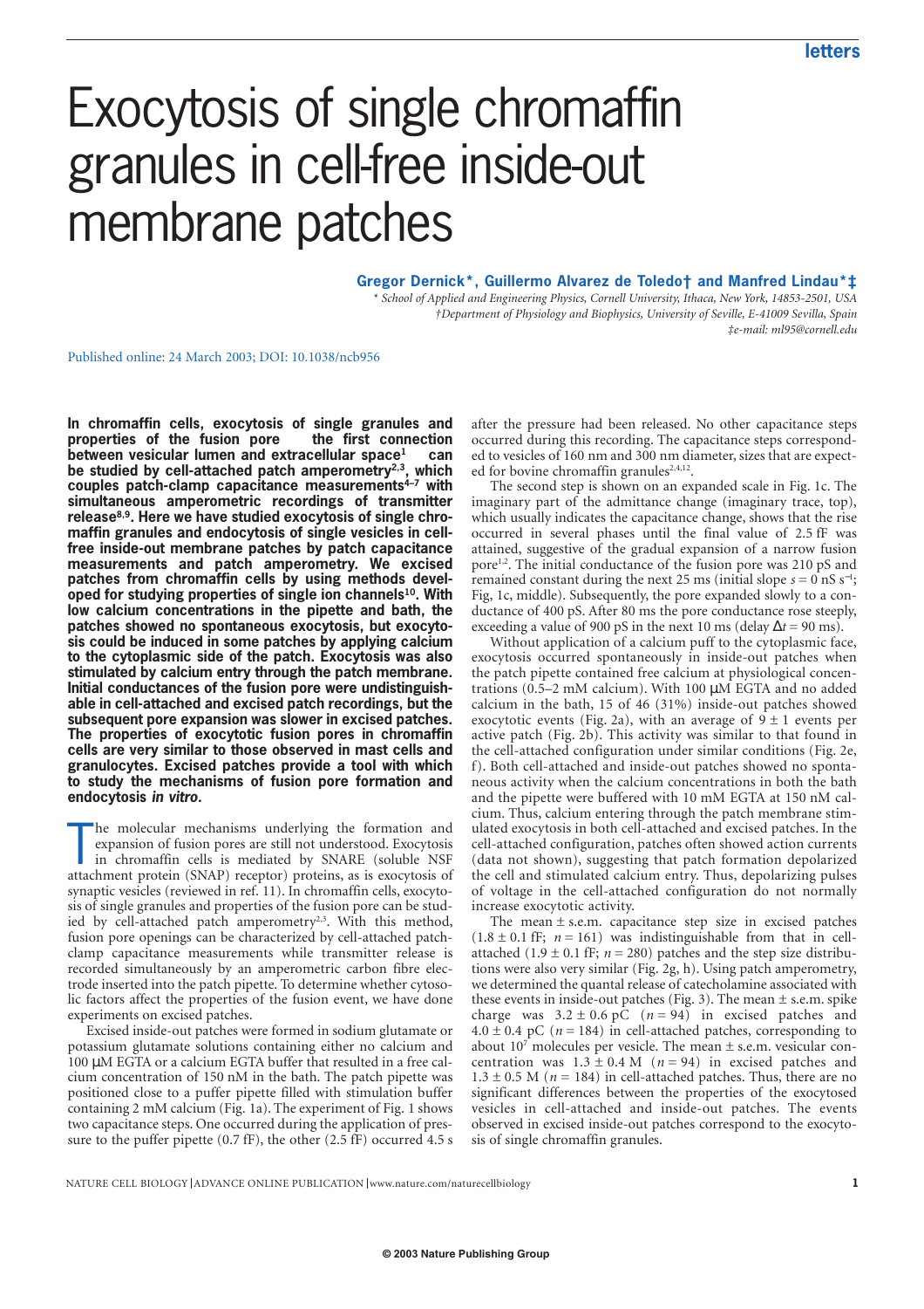# Exocytosis of single chromaffin granules in cell-free inside-out membrane patches

**Gregor Dernick\*, Guillermo Alvarez de Toledo† and Manfred Lindau\*‡**

*\* School of Applied and Engineering Physics, Cornell University, Ithaca, New York, 14853-2501, USA*
*†Department of Physiology and Biophysics, University of Seville, E-41009 Sevilla, Spain*
*‡e-mail: ml95@cornell.edu*

Published online: 24 March 2003; DOI: 10.1038/ncb956

**In chromaffin cells, exocytosis of single granules and properties of the fusion pore the first connection between vesicular lumen and extracellular space[1] can be studied by cell-attached patch amperometry[2,3], which couples patch-clamp capacitance measurements[4–7] with simultaneous amperometric recordings of transmitter release[8,9]. Here we have studied exocytosis of single chromaffin granules and endocytosis of single vesicles in cell-free inside-out membrane patches by patch capacitance measurements and patch amperometry. We excised patches from chromaffin cells by using methods developed for studying properties of single ion channels[10]. With low calcium concentrations in the pipette and bath, the patches showed no spontaneous exocytosis, but exocytosis could be induced in some patches by applying calcium to the cytoplasmic side of the patch. Exocytosis was also stimulated by calcium entry through the patch membrane. Initial conductances of the fusion pore were undistinguishable in cell-attached and excised patch recordings, but the subsequent pore expansion was slower in excised patches. The properties of exocytotic fusion pores in chromaffin cells are very similar to those observed in mast cells and granulocytes. Excised patches provide a tool with which to study the mechanisms of fusion pore formation and endocytosis *in vitro*.**

The molecular mechanisms underlying the formation and expansion of fusion pores are still not understood. Exocytosis in chromaffin cells is mediated by SNARE (soluble NSF attachment protein (SNAP) receptor) proteins, as is exocytosis of synaptic vesicles (reviewed in ref. 11). In chromaffin cells, exocytosis of single granules and properties of the fusion pore can be studied by cell-attached patch amperometry[2,3]. With this method, fusion pore openings can be characterized by cell-attached patch-clamp capacitance measurements while transmitter release is recorded simultaneously by an amperometric carbon fibre electrode inserted into the patch pipette. To determine whether cytosolic factors affect the properties of the fusion event, we have done experiments on excised patches.

Excised inside-out patches were formed in sodium glutamate or potassium glutamate solutions containing either no calcium and 100 μM EGTA or a calcium EGTA buffer that resulted in a free calcium concentration of 150 nM in the bath. The patch pipette was positioned close to a puffer pipette filled with stimulation buffer containing 2 mM calcium (Fig. 1a). The experiment of Fig. 1 shows two capacitance steps. One occurred during the application of pressure to the puffer pipette (0.7 fF), the other (2.5 fF) occurred 4.5 s after the pressure had been released. No other capacitance steps occurred during this recording. The capacitance steps corresponded to vesicles of 160 nm and 300 nm diameter, sizes that are expected for bovine chromaffin granules[2,4,12].

The second step is shown on an expanded scale in Fig. 1c. The imaginary part of the admittance change (imaginary trace, top), which usually indicates the capacitance change, shows that the rise occurred in several phases until the final value of 2.5 fF was attained, suggestive of the gradual expansion of a narrow fusion pore[1,2]. The initial conductance of the fusion pore was 210 pS and remained constant during the next 25 ms (initial slope $s = 0$ nS s$^{-1}$; Fig, 1c, middle). Subsequently, the pore expanded slowly to a conductance of 400 pS. After 80 ms the pore conductance rose steeply, exceeding a value of 900 pS in the next 10 ms (delay $\Delta t = 90$ ms).

Without application of a calcium puff to the cytoplasmic face, exocytosis occurred spontaneously in inside-out patches when the patch pipette contained free calcium at physiological concentrations (0.5–2 mM calcium). With 100 μM EGTA and no added calcium in the bath, 15 of 46 (31%) inside-out patches showed exocytotic events (Fig. 2a), with an average of 9 ± 1 events per active patch (Fig. 2b). This activity was similar to that found in the cell-attached configuration under similar conditions (Fig. 2e, f). Both cell-attached and inside-out patches showed no spontaneous activity when the calcium concentrations in both the bath and the pipette were buffered with 10 mM EGTA at 150 nM calcium. Thus, calcium entering through the patch membrane stimulated exocytosis in both cell-attached and excised patches. In the cell-attached configuration, patches often showed action currents (data not shown), suggesting that patch formation depolarized the cell and stimulated calcium entry. Thus, depolarizing pulses of voltage in the cell-attached configuration do not normally increase exocytotic activity.

The mean ± s.e.m. capacitance step size in excised patches (1.8 ± 0.1 fF; $n = 161$) was indistinguishable from that in cell-attached (1.9 ± 0.1 fF; $n = 280$) patches and the step size distributions were also very similar (Fig. 2g, h). Using patch amperometry, we determined the quantal release of catecholamine associated with these events in inside-out patches (Fig. 3). The mean ± s.e.m. spike charge was 3.2 ± 0.6 pC ($n = 94$) in excised patches and 4.0 ± 0.4 pC ($n = 184$) in cell-attached patches, corresponding to about $10^7$ molecules per vesicle. The mean ± s.e.m. vesicular concentration was 1.3 ± 0.4 M ($n = 94$) in excised patches and 1.3 ± 0.5 M ($n = 184$) in cell-attached patches. Thus, there are no significant differences between the properties of the exocytosed vesicles in cell-attached and inside-out patches. The events observed in excised inside-out patches correspond to the exocytosis of single chromaffin granules.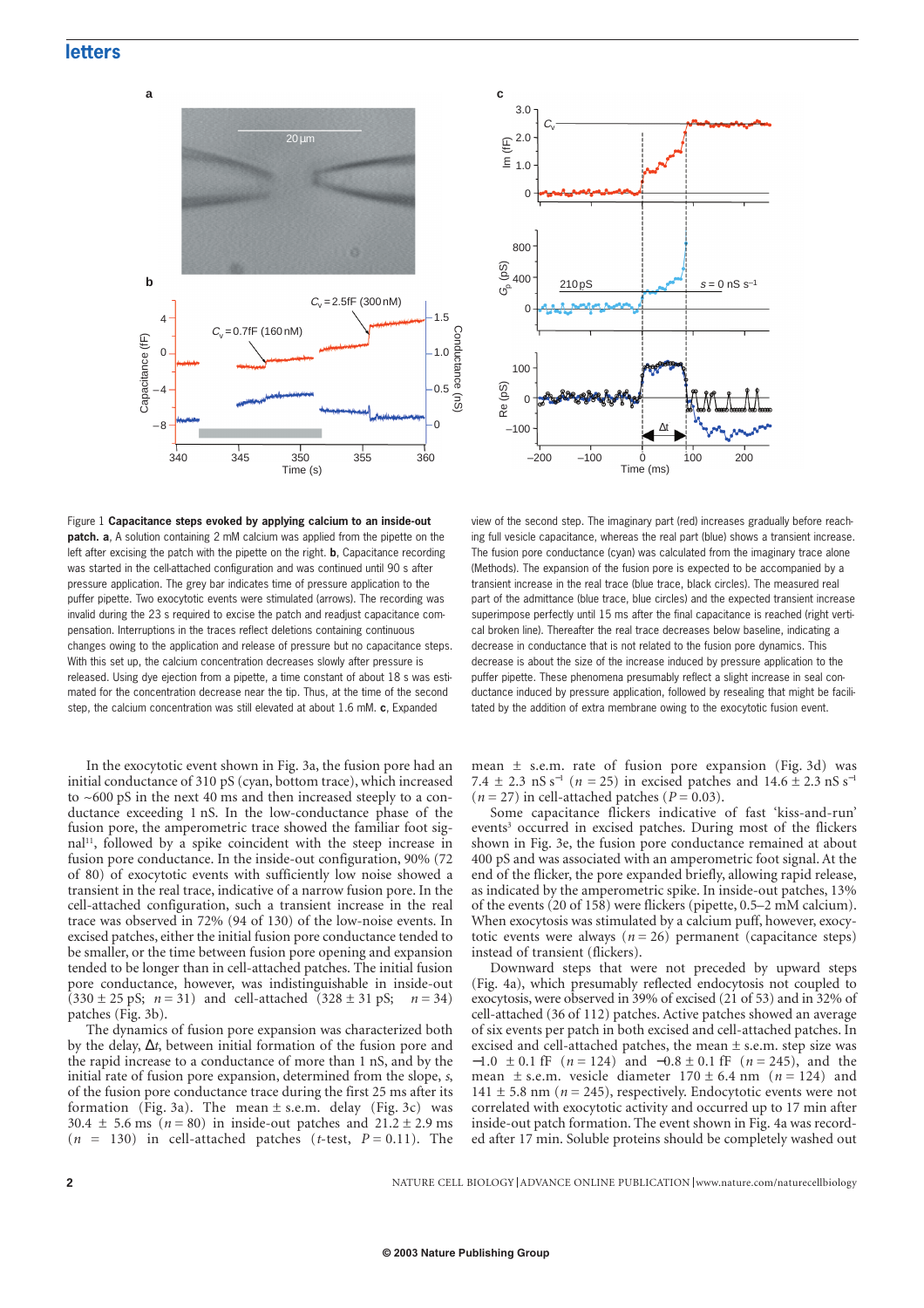Figure 1 **Capacitance steps evoked by applying calcium to an inside-out patch. a**, A solution containing 2 mM calcium was applied from the pipette on the left after excising the patch with the pipette on the right. **b**, Capacitance recording was started in the cell-attached configuration and was continued until 90 s after pressure application. The grey bar indicates time of pressure application to the puffer pipette. Two exocytotic events were stimulated (arrows). The recording was invalid during the 23 s required to excise the patch and readjust capacitance compensation. Interruptions in the traces reflect deletions containing continuous changes owing to the application and release of pressure but no capacitance steps. With this set up, the calcium concentration decreases slowly after pressure is released. Using dye ejection from a pipette, a time constant of about 18 s was estimated for the concentration decrease near the tip. Thus, at the time of the second step, the calcium concentration was still elevated at about 1.6 mM. **c**, Expanded view of the second step. The imaginary part (red) increases gradually before reaching full vesicle capacitance, whereas the real part (blue) shows a transient increase. The fusion pore conductance (cyan) was calculated from the imaginary trace alone (Methods). The expansion of the fusion pore is expected to be accompanied by a transient increase in the real trace (blue trace, black circles). The measured real part of the admittance (blue trace, blue circles) and the expected transient increase superimpose perfectly until 15 ms after the final capacitance is reached (right vertical broken line). Thereafter the real trace decreases below baseline, indicating a decrease in conductance that is not related to the fusion pore dynamics. This decrease is about the size of the increase induced by pressure application to the puffer pipette. These phenomena presumably reflect a slight increase in seal conductance induced by pressure application, followed by resealing that might be facilitated by the addition of extra membrane owing to the exocytotic fusion event.

In the exocytotic event shown in Fig. 3a, the fusion pore had an initial conductance of 310 pS (cyan, bottom trace), which increased to ~600 pS in the next 40 ms and then increased steeply to a conductance exceeding 1 nS. In the low-conductance phase of the fusion pore, the amperometric trace showed the familiar foot signal[11], followed by a spike coincident with the steep increase in fusion pore conductance. In the inside-out configuration, 90% (72 of 80) of exocytotic events with sufficiently low noise showed a transient in the real trace, indicative of a narrow fusion pore. In the cell-attached configuration, such a transient increase in the real trace was observed in 72% (94 of 130) of the low-noise events. In excised patches, either the initial fusion pore conductance tended to be smaller, or the time between fusion pore opening and expansion tended to be longer than in cell-attached patches. The initial fusion pore conductance, however, was indistinguishable in inside-out (330 ± 25 pS; $n = 31$) and cell-attached (328 ± 31 pS; $n = 34$) patches (Fig. 3b).

The dynamics of fusion pore expansion was characterized both by the delay, $\Delta t$, between initial formation of the fusion pore and the rapid increase to a conductance of more than 1 nS, and by the initial rate of fusion pore expansion, determined from the slope, $s$, of the fusion pore conductance trace during the first 25 ms after its formation (Fig. 3a). The mean ± s.e.m. delay (Fig. 3c) was 30.4 ± 5.6 ms ($n = 80$) in inside-out patches and 21.2 ± 2.9 ms ($n = 130$) in cell-attached patches ($t$-test, $P = 0.11$). The mean ± s.e.m. rate of fusion pore expansion (Fig. 3d) was 7.4 ± 2.3 nS $s^{-1}$ ($n = 25$) in excised patches and 14.6 ± 2.3 nS $s^{-1}$ ($n = 27$) in cell-attached patches ($P = 0.03$).

Some capacitance flickers indicative of fast 'kiss-and-run' events[3] occurred in excised patches. During most of the flickers shown in Fig. 3e, the fusion pore conductance remained at about 400 pS and was associated with an amperometric foot signal. At the end of the flicker, the pore expanded briefly, allowing rapid release, as indicated by the amperometric spike. In inside-out patches, 13% of the events (20 of 158) were flickers (pipette, 0.5–2 mM calcium). When exocytosis was stimulated by a calcium puff, however, exocytotic events were always ($n = 26$) permanent (capacitance steps) instead of transient (flickers).

Downward steps that were not preceded by upward steps (Fig. 4a), which presumably reflected endocytosis not coupled to exocytosis, were observed in 39% of excised (21 of 53) and in 32% of cell-attached (36 of 112) patches. Active patches showed an average of six events per patch in both excised and cell-attached patches. In excised and cell-attached patches, the mean ± s.e.m. step size was −1.0 ± 0.1 fF ($n = 124$) and −0.8 ± 0.1 fF ($n = 245$), and the mean ± s.e.m. vesicle diameter 170 ± 6.4 nm ($n = 124$) and 141 ± 5.8 nm ($n = 245$), respectively. Endocytotic events were not correlated with exocytotic activity and occurred up to 17 min after inside-out patch formation. The event shown in Fig. 4a was recorded after 17 min. Soluble proteins should be completely washed out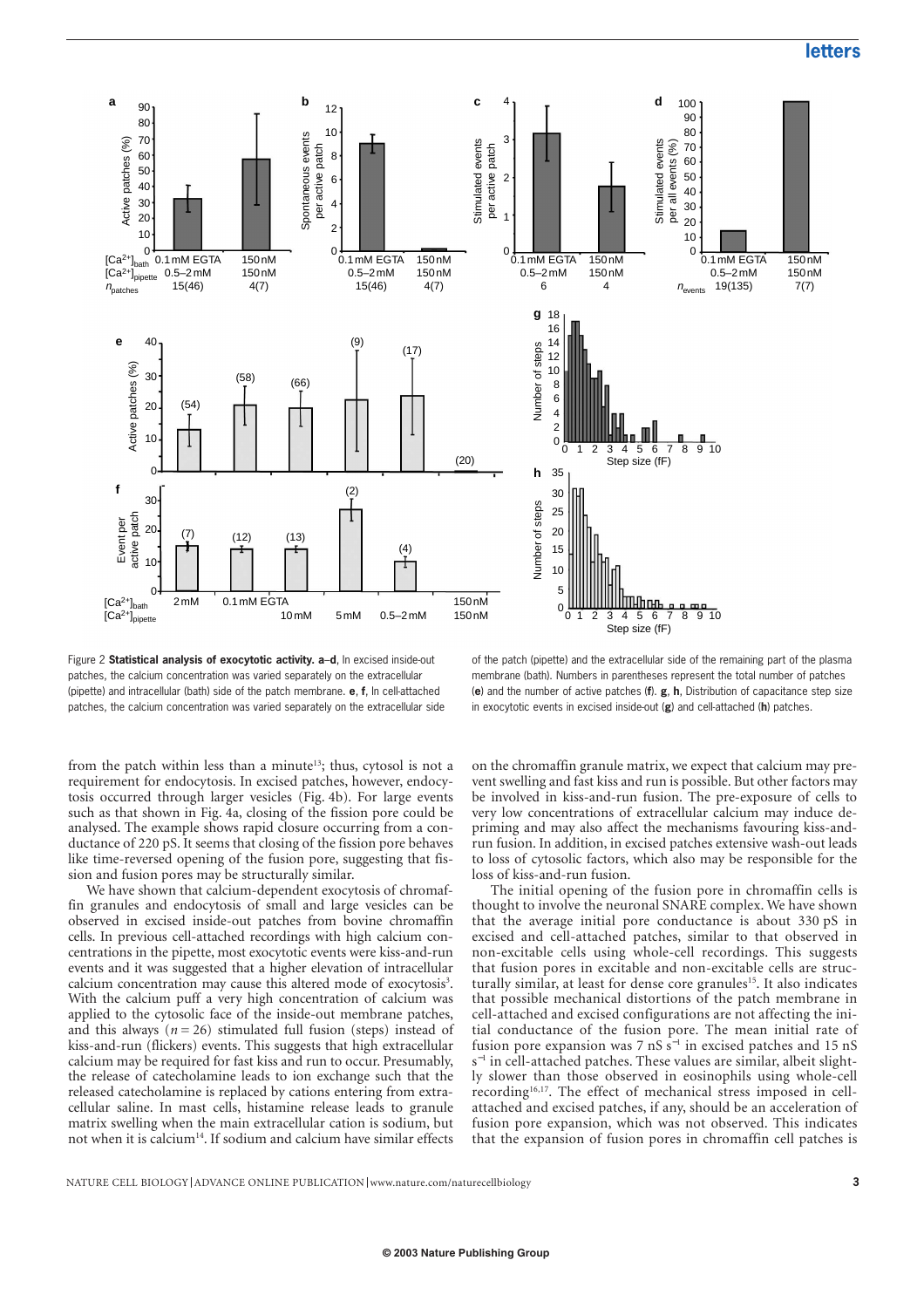a

Active patches (%)

90 80 70 60 50 40 30 20 10 0

$[Ca^{2+}]_{bath}$ 0.1 mM EGTA 150 nM
$[Ca^{2+}]_{pipette}$ 0.5–2 mM 150 nM
$n_{patches}$ 15(46) 4(7)

b

Spontaneous events per active patch

12 10 8 6 4 2 0

0.1 mM EGTA 150 nM
0.5–2 mM 150 nM
15(46) 4(7)

c

Stimulated events per active patch

4 3 2 1 0

0.1 mM EGTA 150 nM
0.5–2 mM 150 nM
6 4

d

Stimulated events per all events (%)

100 90 80 70 60 50 40 30 20 10 0

0.1 mM EGTA 150 nM
0.5–2 mM 150 nM
$n_{events}$ 19(135) 7(7)

e

Active patches (%)

40 30 20 10 0

(54) (58) (66) (9) (17) (20)

f

Event per active patch

30 20 10 0

(7) (12) (13) (2) (4)

$[Ca^{2+}]_{bath}$ 2 mM 0.1 mM EGTA 150 nM
$[Ca^{2+}]_{pipette}$ 10 mM 5 mM 0.5–2 mM 150 nM

g

Number of steps

18 16 14 12 10 8 6 4 2 0

0 1 2 3 4 5 6 7 8 9 10
Step size (fF)

h

Number of steps

35 30 25 20 15 10 5 0

0 1 2 3 4 5 6 7 8 9 10
Step size (fF)

Figure 2 **Statistical analysis of exocytotic activity. a**–**d**, In excised inside-out patches, the calcium concentration was varied separately on the extracellular (pipette) and intracellular (bath) side of the patch membrane. **e**, **f**, In cell-attached patches, the calcium concentration was varied separately on the extracellular side of the patch (pipette) and the extracellular side of the remaining part of the plasma membrane (bath). Numbers in parentheses represent the total number of patches (**e**) and the number of active patches (**f**). **g**, **h**, Distribution of capacitance step size in exocytotic events in excised inside-out (**g**) and cell-attached (**h**) patches.

from the patch within less than a minute[13]; thus, cytosol is not a requirement for endocytosis. In excised patches, however, endocytosis occurred through larger vesicles (Fig. 4b). For large events such as that shown in Fig. 4a, closing of the fission pore could be analysed. The example shows rapid closure occurring from a conductance of 220 pS. It seems that closing of the fission pore behaves like time-reversed opening of the fusion pore, suggesting that fission and fusion pores may be structurally similar.

We have shown that calcium-dependent exocytosis of chromaffin granules and endocytosis of small and large vesicles can be observed in excised inside-out patches from bovine chromaffin cells. In previous cell-attached recordings with high calcium concentrations in the pipette, most exocytotic events were kiss-and-run events and it was suggested that a higher elevation of intracellular calcium concentration may cause this altered mode of exocytosis[3]. With the calcium puff a very high concentration of calcium was applied to the cytosolic face of the inside-out membrane patches, and this always ($n = 26$) stimulated full fusion (steps) instead of kiss-and-run (flickers) events. This suggests that high extracellular calcium may be required for fast kiss and run to occur. Presumably, the release of catecholamine leads to ion exchange such that the released catecholamine is replaced by cations entering from extracellular saline. In mast cells, histamine release leads to granule matrix swelling when the main extracellular cation is sodium, but not when it is calcium[14]. If sodium and calcium have similar effects on the chromaffin granule matrix, we expect that calcium may prevent swelling and fast kiss and run is possible. But other factors may be involved in kiss-and-run fusion. The pre-exposure of cells to very low concentrations of extracellular calcium may induce depriming and may also affect the mechanisms favouring kiss-and-run fusion. In addition, in excised patches extensive wash-out leads to loss of cytosolic factors, which also may be responsible for the loss of kiss-and-run fusion.

The initial opening of the fusion pore in chromaffin cells is thought to involve the neuronal SNARE complex. We have shown that the average initial pore conductance is about 330 pS in excised and cell-attached patches, similar to that observed in non-excitable cells using whole-cell recordings. This suggests that fusion pores in excitable and non-excitable cells are structurally similar, at least for dense core granules[15]. It also indicates that possible mechanical distortions of the patch membrane in cell-attached and excised configurations are not affecting the initial conductance of the fusion pore. The mean initial rate of fusion pore expansion was 7 nS $s^{-1}$ in excised patches and 15 nS $s^{-1}$ in cell-attached patches. These values are similar, albeit slightly slower than those observed in eosinophils using whole-cell recording[16,17]. The effect of mechanical stress imposed in cell-attached and excised patches, if any, should be an acceleration of fusion pore expansion, which was not observed. This indicates that the expansion of fusion pores in chromaffin cell patches is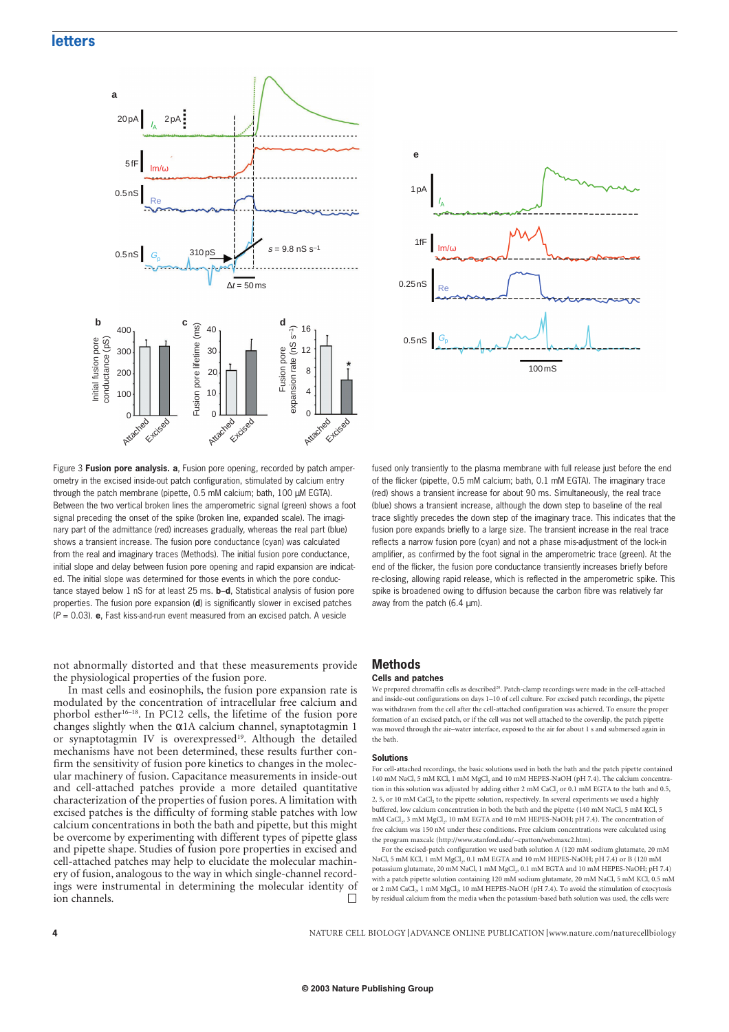Figure 3 **Fusion pore analysis. a**, Fusion pore opening, recorded by patch amperometry in the excised inside-out patch configuration, stimulated by calcium entry through the patch membrane (pipette, 0.5 mM calcium; bath, 100 μM EGTA). Between the two vertical broken lines the amperometric signal (green) shows a foot signal preceding the onset of the spike (broken line, expanded scale). The imaginary part of the admittance (red) increases gradually, whereas the real part (blue) shows a transient increase. The fusion pore conductance (cyan) was calculated from the real and imaginary traces (Methods). The initial fusion pore conductance, initial slope and delay between fusion pore opening and rapid expansion are indicated. The initial slope was determined for those events in which the pore conductance stayed below 1 nS for at least 25 ms. **b–d**, Statistical analysis of fusion pore properties. The fusion pore expansion (**d**) is significantly slower in excised patches ($P = 0.03$). **e**, Fast kiss-and-run event measured from an excised patch. A vesicle fused only transiently to the plasma membrane with full release just before the end of the flicker (pipette, 0.5 mM calcium; bath, 0.1 mM EGTA). The imaginary trace (red) shows a transient increase for about 90 ms. Simultaneously, the real trace (blue) shows a transient increase, although the down step to baseline of the real trace slightly precedes the down step of the imaginary trace. This indicates that the fusion pore expands briefly to a large size. The transient increase in the real trace reflects a narrow fusion pore (cyan) and not a phase mis-adjustment of the lock-in amplifier, as confirmed by the foot signal in the amperometric trace (green). At the end of the flicker, the fusion pore conductance transiently increases briefly before re-closing, allowing rapid release, which is reflected in the amperometric spike. This spike is broadened owing to diffusion because the carbon fibre was relatively far away from the patch (6.4 μm).

not abnormally distorted and that these measurements provide the physiological properties of the fusion pore.

In mast cells and eosinophils, the fusion pore expansion rate is modulated by the concentration of intracellular free calcium and phorbol ester[16–18]. In PC12 cells, the lifetime of the fusion pore changes slightly when the α1A calcium channel, synaptotagmin 1 or synaptotagmin IV is overexpressed[19]. Although the detailed mechanisms have not been determined, these results further confirm the sensitivity of fusion pore kinetics to changes in the molecular machinery of fusion. Capacitance measurements in inside-out and cell-attached patches provide a more detailed quantitative characterization of the properties of fusion pores. A limitation with excised patches is the difficulty of forming stable patches with low calcium concentrations in both the bath and pipette, but this might be overcome by experimenting with different types of pipette glass and pipette shape. Studies of fusion pore properties in excised and cell-attached patches may help to elucidate the molecular machinery of fusion, analogous to the way in which single-channel recordings were instrumental in determining the molecular identity of ion channels. □

## Methods

### Cells and patches

We prepared chromaffin cells as described[20]. Patch-clamp recordings were made in the cell-attached and inside-out configurations on days 1–10 of cell culture. For excised patch recordings, the pipette was withdrawn from the cell after the cell-attached configuration was achieved. To ensure the proper formation of an excised patch, or if the cell was not well attached to the coverslip, the patch pipette was moved through the air–water interface, exposed to the air for about 1 s and submersed again in the bath.

### Solutions

For cell-attached recordings, the basic solutions used in both the bath and the patch pipette contained 140 mM NaCl, 5 mM KCl, 1 mM $MgCl_2$ and 10 mM HEPES-NaOH (pH 7.4). The calcium concentration in this solution was adjusted by adding either 2 mM $CaCl_2$ or 0.1 mM EGTA to the bath and 0.5, 2, 5, or 10 mM $CaCl_2$ to the pipette solution, respectively. In several experiments we used a highly buffered, low calcium concentration in both the bath and the pipette (140 mM NaCl, 5 mM KCl, 5 mM $CaCl_2$, 3 mM $MgCl_2$, 10 mM EGTA and 10 mM HEPES-NaOH; pH 7.4). The concentration of free calcium was 150 nM under these conditions. Free calcium concentrations were calculated using the program maxcalc (http://www.stanford.edu/~cpatton/webmaxc2.htm).

For the excised-patch configuration we used bath solution A (120 mM sodium glutamate, 20 mM NaCl, 5 mM KCl, 1 mM $MgCl_2$, 0.1 mM EGTA and 10 mM HEPES-NaOH; pH 7.4) or B (120 mM potassium glutamate, 20 mM NaCl, 1 mM $MgCl_2$, 0.1 mM EGTA and 10 mM HEPES-NaOH; pH 7.4) with a patch pipette solution containing 120 mM sodium glutamate, 20 mM NaCl, 5 mM KCl, 0.5 mM or 2 mM $CaCl_2$, 1 mM $MgCl_2$, 10 mM HEPES-NaOH (pH 7.4). To avoid the stimulation of exocytosis by residual calcium from the media when the potassium-based bath solution was used, the cells were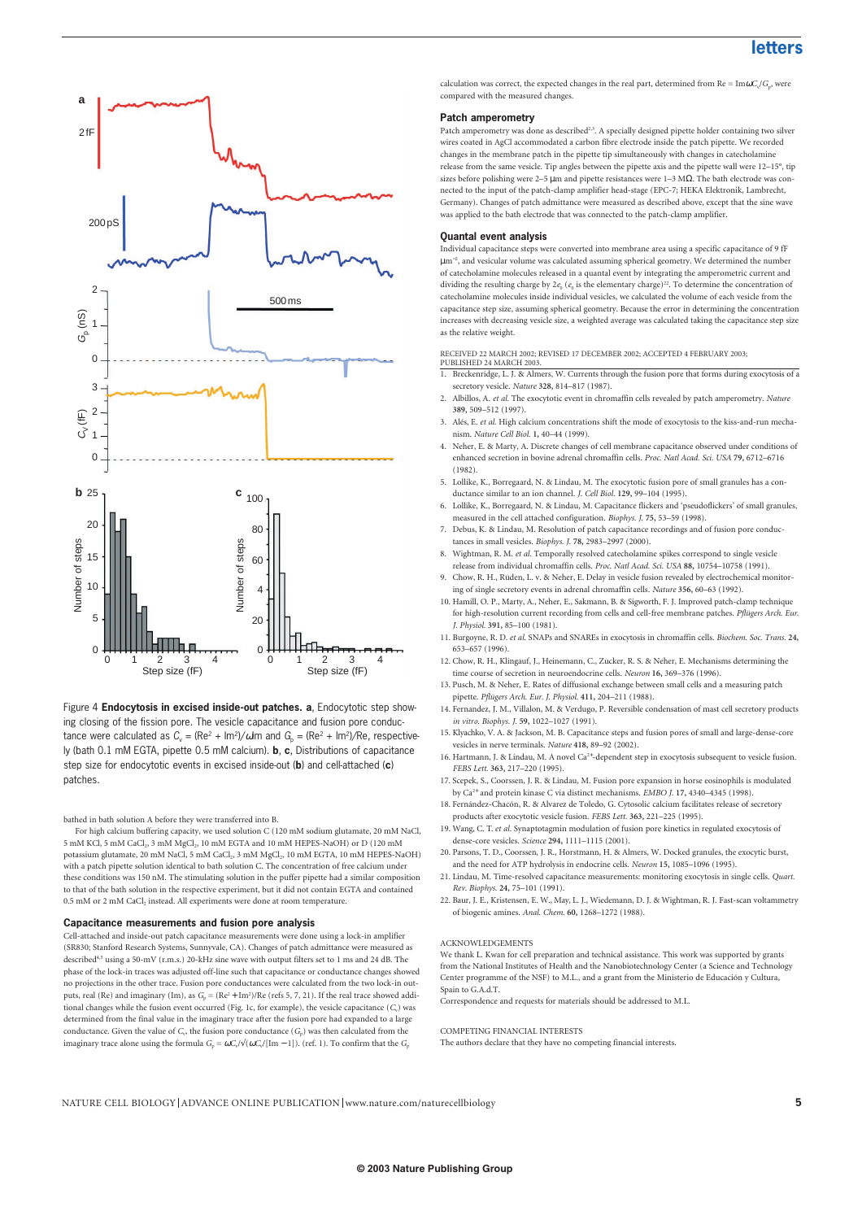Figure 4 **Endocytosis in excised inside-out patches. a**, Endocytotic step showing closing of the fission pore. The vesicle capacitance and fusion pore conductance were calculated as $C_v = (\text{Re}^2 + \text{Im}^2)/\omega\text{Im}$ and $G_p = (\text{Re}^2 + \text{Im}^2)/\text{Re}$, respectively (bath 0.1 mM EGTA, pipette 0.5 mM calcium). **b**, **c**, Distributions of capacitance step size for endocytotic events in excised inside-out (**b**) and cell-attached (**c**) patches.

bathed in bath solution A before they were transferred into B.

For high calcium buffering capacity, we used solution C (120 mM sodium glutamate, 20 mM NaCl, 5 mM KCl, 5 mM $CaCl_2$, 3 mM $MgCl_2$, 10 mM EGTA and 10 mM HEPES-NaOH) or D (120 mM potassium glutamate, 20 mM NaCl, 5 mM $CaCl_2$, 3 mM $MgCl_2$, 10 mM EGTA, 10 mM HEPES-NaOH) with a patch pipette solution identical to bath solution C. The concentration of free calcium under these conditions was 150 nM. The stimulating solution in the puffer pipette had a similar composition to that of the bath solution in the respective experiment, but it did not contain EGTA and contained 0.5 mM or 2 mM $CaCl_2$ instead. All experiments were done at room temperature.

## Capacitance measurements and fusion pore analysis

Cell-attached and inside-out patch capacitance measurements were done using a lock-in amplifier (SR830; Stanford Research Systems, Sunnyvale, CA). Changes of patch admittance were measured as described[4,5] using a 50-mV (r.m.s.) 20-kHz sine wave with output filters set to 1 ms and 24 dB. The phase of the lock-in traces was adjusted off-line such that capacitance or conductance changes showed no projections in the other trace. Fusion pore conductances were calculated from the two lock-in outputs, real (Re) and imaginary (Im), as $G_p = (\text{Re}^2 + \text{Im}^2)/\text{Re}$ (refs 5, 7, 21). If the real trace showed additional changes while the fusion event occurred (Fig. 1c, for example), the vesicle capacitance ($C_v$) was determined from the final value in the imaginary trace after the fusion pore had expanded to a large conductance. Given the value of $C_v$, the fusion pore conductance ($G_p$) was then calculated from the imaginary trace alone using the formula $G_p = \omega C_v/\sqrt{(\omega C_v/[\text{Im} - 1])}$. (ref. 1). To confirm that the $G_p$ calculation was correct, the expected changes in the real part, determined from $\text{Re} = \text{Im}\omega C_v/G_p$, were compared with the measured changes.

## Patch amperometry

Patch amperometry was done as described[2,3]. A specially designed pipette holder containing two silver wires coated in AgCl accommodated a carbon fibre electrode inside the patch pipette. We recorded changes in the membrane patch in the pipette tip simultaneously with changes in catecholamine release from the same vesicle. Tip angles between the pipette axis and the pipette wall were 12–15°, tip sizes before polishing were 2–5 μm and pipette resistances were 1–3 MΩ. The bath electrode was connected to the input of the patch-clamp amplifier head-stage (EPC-7; HEKA Elektronik, Lambrecht, Germany). Changes of patch admittance were measured as described above, except that the sine wave was applied to the bath electrode that was connected to the patch-clamp amplifier.

## Quantal event analysis

Individual capacitance steps were converted into membrane area using a specific capacitance of 9 fF $\mu m^{-2}$, and vesicular volume was calculated assuming spherical geometry. We determined the number of catecholamine molecules released in a quantal event by integrating the amperometric current and dividing the resulting charge by $2e_0$ ($e_0$ is the elementary charge)[22]. To determine the concentration of catecholamine molecules inside individual vesicles, we calculated the volume of each vesicle from the capacitance step size, assuming spherical geometry. Because the error in determining the concentration increases with decreasing vesicle size, a weighted average was calculated taking the capacitance step size as the relative weight.

RECEIVED 22 MARCH 2002; REVISED 17 DECEMBER 2002; ACCEPTED 4 FEBRUARY 2003; PUBLISHED 24 MARCH 2003.

1. Breckenridge, L. J. & Almers, W. Currents through the fusion pore that forms during exocytosis of a secretory vesicle. *Nature* **328**, 814–817 (1987).
2. Albillos, A. *et al.* The exocytotic event in chromaffin cells revealed by patch amperometry. *Nature* **389**, 509–512 (1997).
3. Alés, E. *et al.* High calcium concentrations shift the mode of exocytosis to the kiss-and-run mechanism. *Nature Cell Biol.* **1**, 40–44 (1999).
4. Neher, E. & Marty, A. Discrete changes of cell membrane capacitance observed under conditions of enhanced secretion in bovine adrenal chromaffin cells. *Proc. Natl Acad. Sci. USA* **79**, 6712–6716 (1982).
5. Lollike, K., Borregaard, N. & Lindau, M. The exocytotic fusion pore of small granules has a conductance similar to an ion channel. *J. Cell Biol.* **129**, 99–104 (1995).
6. Lollike, K., Borregaard, N. & Lindau, M. Capacitance flickers and 'pseudoflickers' of small granules, measured in the cell attached configuration. *Biophys. J.* **75**, 53–59 (1998).
7. Debus, K. & Lindau, M. Resolution of patch capacitance recordings and of fusion pore conductances in small vesicles. *Biophys. J.* **78**, 2983–2997 (2000).
8. Wightman, R. M. *et al.* Temporally resolved catecholamine spikes correspond to single vesicle release from individual chromaffin cells. *Proc. Natl Acad. Sci. USA* **88**, 10754–10758 (1991).
9. Chow, R. H., Rüden, L. v. & Neher, E. Delay in vesicle fusion revealed by electrochemical monitoring of single secretory events in adrenal chromaffin cells. *Nature* **356**, 60–63 (1992).
10. Hamill, O. P., Marty, A., Neher, E., Sakmann, B. & Sigworth, F. J. Improved patch-clamp technique for high-resolution current recording from cells and cell-free membrane patches. *Pflügers Arch. Eur. J. Physiol.* **391**, 85–100 (1981).
11. Burgoyne, R. D. *et al.* SNAPs and SNAREs in exocytosis in chromaffin cells. *Biochem. Soc. Trans.* **24**, 653–657 (1996).
12. Chow, R. H., Klingauf, J., Heinemann, C., Zucker, R. S. & Neher, E. Mechanisms determining the time course of secretion in neuroendocrine cells. *Neuron* **16**, 369–376 (1996).
13. Pusch, M. & Neher, E. Rates of diffusional exchange between small cells and a measuring patch pipette. *Pflügers Arch. Eur. J. Physiol.* **411**, 204–211 (1988).
14. Fernandez, J. M., Villalon, M. & Verdugo, P. Reversible condensation of mast cell secretory products *in vitro. Biophys. J.* **59**, 1022–1027 (1991).
15. Klyachko, V. A. & Jackson, M. B. Capacitance steps and fusion pores of small and large-dense-core vesicles in nerve terminals. *Nature* **418**, 89–92 (2002).
16. Hartmann, J. & Lindau, M. A novel $Ca^{2+}$-dependent step in exocytosis subsequent to vesicle fusion. *FEBS Lett.* **363**, 217–220 (1995).
17. Scepek, S., Coorssen, J. R. & Lindau, M. Fusion pore expansion in horse eosinophils is modulated by $Ca^{2+}$ and protein kinase C via distinct mechanisms. *EMBO J.* **17**, 4340–4345 (1998).
18. Fernández-Chacón, R. & Alvarez de Toledo, G. Cytosolic calcium facilitates release of secretory products after exocytotic vesicle fusion. *FEBS Lett.* **363**, 221–225 (1995).
19. Wang, C. T. *et al.* Synaptotagmin modulation of fusion pore kinetics in regulated exocytosis of dense-core vesicles. *Science* **294**, 1111–1115 (2001).
20. Parsons, T. D., Coorssen, J. R., Horstmann, H. & Almers, W. Docked granules, the exocytic burst, and the need for ATP hydrolysis in endocrine cells. *Neuron* **15**, 1085–1096 (1995).
21. Lindau, M. Time-resolved capacitance measurements: monitoring exocytosis in single cells. *Quart. Rev. Biophys.* **24**, 75–101 (1991).
22. Baur, J. E., Kristensen, E. W., May, L. J., Wiedemann, D. J. & Wightman, R. J. Fast-scan voltammetry of biogenic amines. *Anal. Chem.* **60**, 1268–1272 (1988).

ACKNOWLEDGEMENTS

We thank L. Kwan for cell preparation and technical assistance. This work was supported by grants from the National Institutes of Health and the Nanobiotechnology Center (a Science and Technology Center programme of the NSF) to M.L., and a grant from the Ministerio de Educación y Cultura, Spain to G.A.d.T.

Correspondence and requests for materials should be addressed to M.L.

COMPETING FINANCIAL INTERESTS

The authors declare that they have no competing financial interests.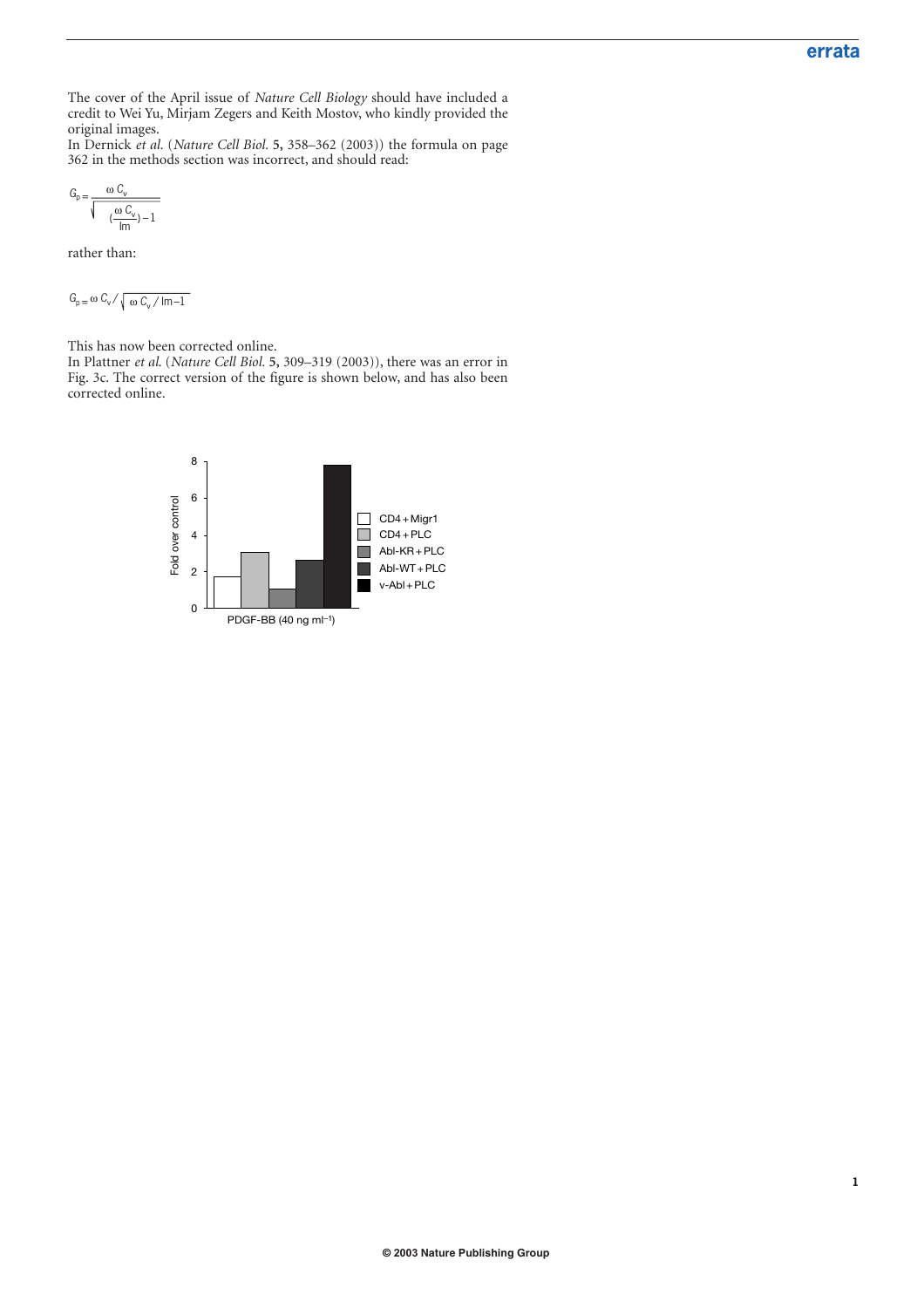# errata

The cover of the April issue of *Nature Cell Biology* should have included a credit to Wei Yu, Mirjam Zegers and Keith Mostov, who kindly provided the original images.

In Dernick *et al.* (*Nature Cell Biol.* **5**, 358–362 (2003)) the formula on page 362 in the methods section was incorrect, and should read:

$$G_p = \frac{\omega C_v}{\sqrt{(\frac{\omega C_v}{\text{Im}}) - 1}}$$

rather than:

$$G_p = \omega C_v / \sqrt{\omega C_v / \text{Im} - 1}$$

This has now been corrected online.

In Plattner *et al.* (*Nature Cell Biol.* **5**, 309–319 (2003)), there was an error in Fig. 3c. The correct version of the figure is shown below, and has also been corrected online.

Fold over control
8
6
4
2
0
PDGF-BB (40 ng ml−1)
CD4 + Migr1
CD4 + PLC
Abl-KR + PLC
Abl-WT + PLC
v-Abl + PLC